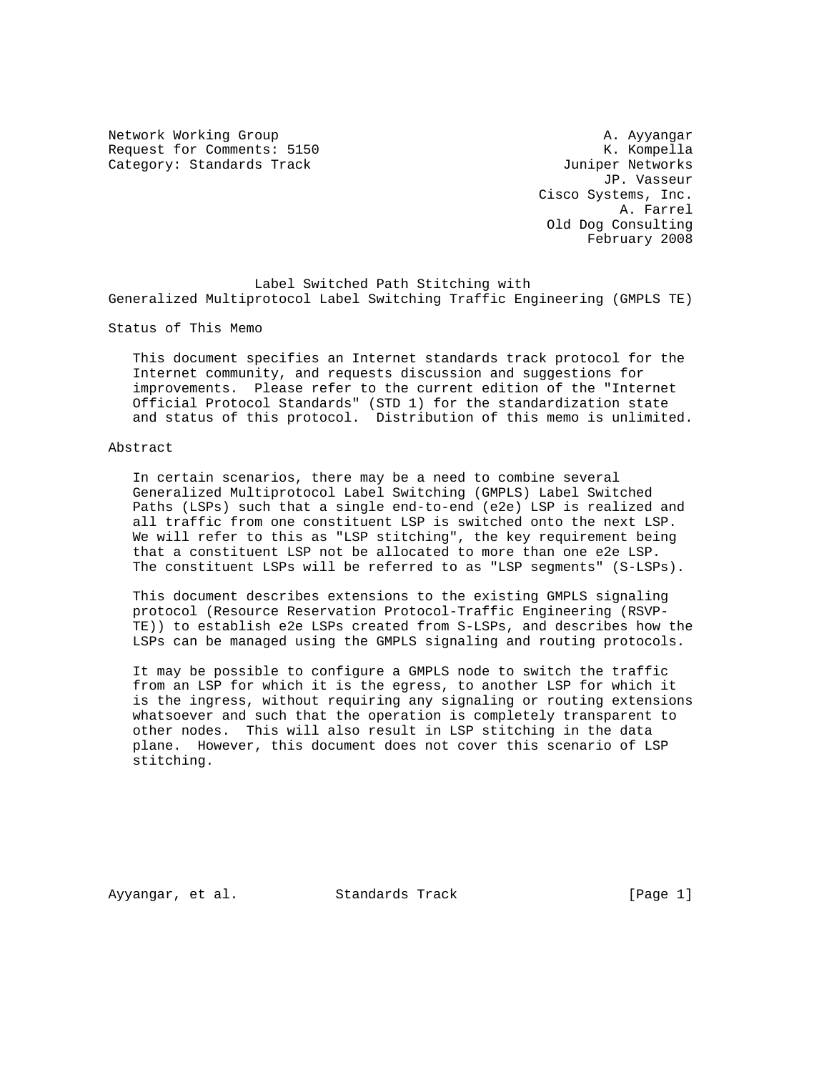Network Working Group A. Ayyangar
Request for Comments: 5150 K. Kompella
Category: Standards Track Juniper Networks
JP. Vasseur
Cisco Systems, Inc.
A. Farrel
Old Dog Consulting
February 2008

# Label Switched Path Stitching with Generalized Multiprotocol Label Switching Traffic Engineering (GMPLS TE)

## Status of This Memo

This document specifies an Internet standards track protocol for the Internet community, and requests discussion and suggestions for improvements. Please refer to the current edition of the "Internet Official Protocol Standards" (STD 1) for the standardization state and status of this protocol. Distribution of this memo is unlimited.

## Abstract

In certain scenarios, there may be a need to combine several Generalized Multiprotocol Label Switching (GMPLS) Label Switched Paths (LSPs) such that a single end-to-end (e2e) LSP is realized and all traffic from one constituent LSP is switched onto the next LSP. We will refer to this as "LSP stitching", the key requirement being that a constituent LSP not be allocated to more than one e2e LSP. The constituent LSPs will be referred to as "LSP segments" (S-LSPs).

This document describes extensions to the existing GMPLS signaling protocol (Resource Reservation Protocol-Traffic Engineering (RSVP-TE)) to establish e2e LSPs created from S-LSPs, and describes how the LSPs can be managed using the GMPLS signaling and routing protocols.

It may be possible to configure a GMPLS node to switch the traffic from an LSP for which it is the egress, to another LSP for which it is the ingress, without requiring any signaling or routing extensions whatsoever and such that the operation is completely transparent to other nodes. This will also result in LSP stitching in the data plane. However, this document does not cover this scenario of LSP stitching.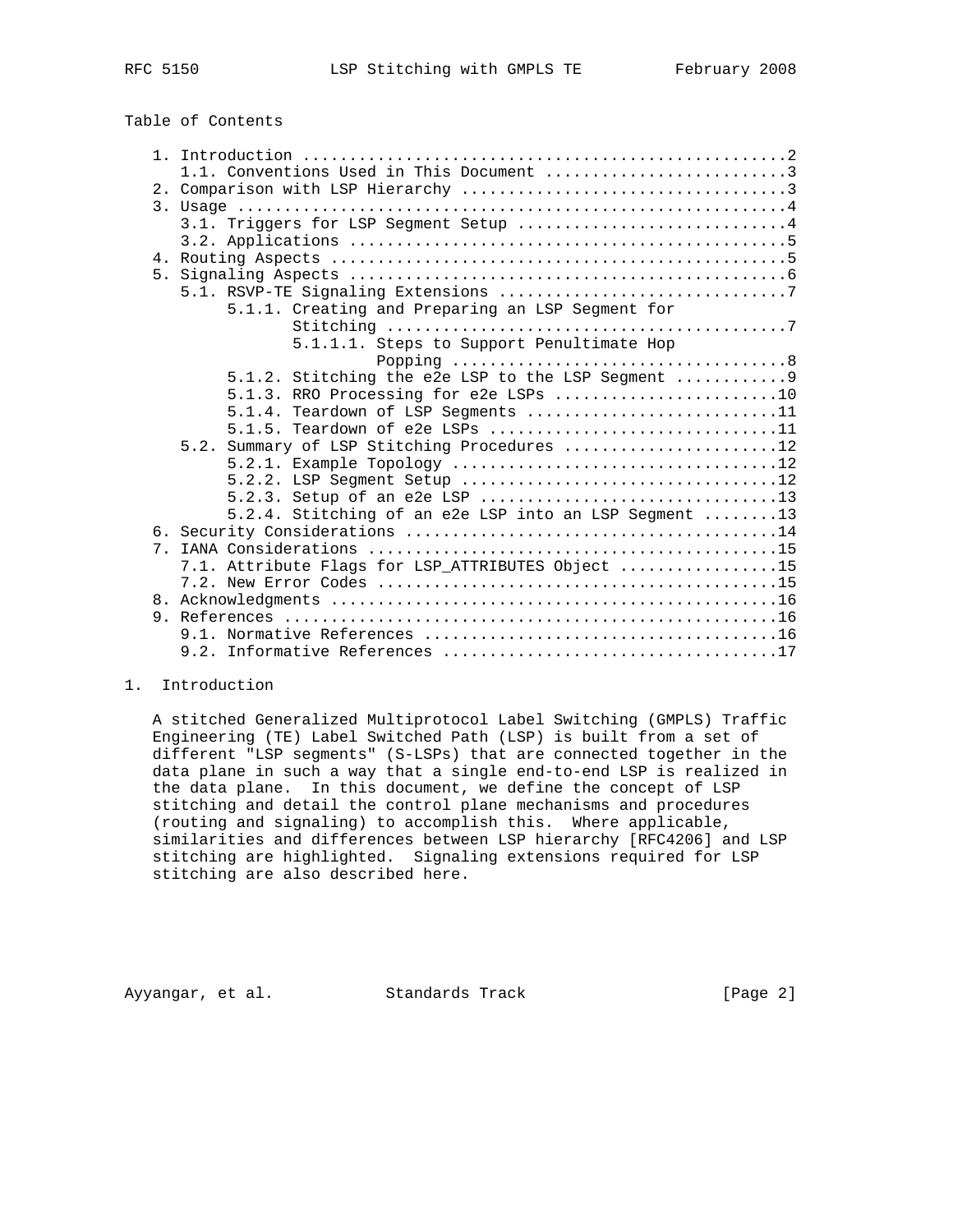## Table of Contents

```
   1. Introduction ....................................................2
      1.1. Conventions Used in This Document ..........................3
   2. Comparison with LSP Hierarchy ...................................3
   3. Usage ...........................................................4
      3.1. Triggers for LSP Segment Setup .............................4
      3.2. Applications ...............................................5
   4. Routing Aspects .................................................5
   5. Signaling Aspects ...............................................6
      5.1. RSVP-TE Signaling Extensions ...............................7
           5.1.1. Creating and Preparing an LSP Segment for
                  Stitching ...........................................7
                  5.1.1.1. Steps to Support Penultimate Hop
                           Popping ....................................8
           5.1.2. Stitching the e2e LSP to the LSP Segment ............9
           5.1.3. RRO Processing for e2e LSPs ........................10
           5.1.4. Teardown of LSP Segments ...........................11
           5.1.5. Teardown of e2e LSPs ...............................11
      5.2. Summary of LSP Stitching Procedures .......................12
           5.2.1. Example Topology ...................................12
           5.2.2. LSP Segment Setup ..................................12
           5.2.3. Setup of an e2e LSP ................................13
           5.2.4. Stitching of an e2e LSP into an LSP Segment ........13
   6. Security Considerations ........................................14
   7. IANA Considerations ............................................15
      7.1. Attribute Flags for LSP_ATTRIBUTES Object .................15
      7.2. New Error Codes ...........................................15
   8. Acknowledgments ................................................16
   9. References .....................................................16
      9.1. Normative References ......................................16
      9.2. Informative References ....................................17
```

## 1. Introduction

A stitched Generalized Multiprotocol Label Switching (GMPLS) Traffic Engineering (TE) Label Switched Path (LSP) is built from a set of different "LSP segments" (S-LSPs) that are connected together in the data plane in such a way that a single end-to-end LSP is realized in the data plane. In this document, we define the concept of LSP stitching and detail the control plane mechanisms and procedures (routing and signaling) to accomplish this. Where applicable, similarities and differences between LSP hierarchy [RFC4206] and LSP stitching are highlighted. Signaling extensions required for LSP stitching are also described here.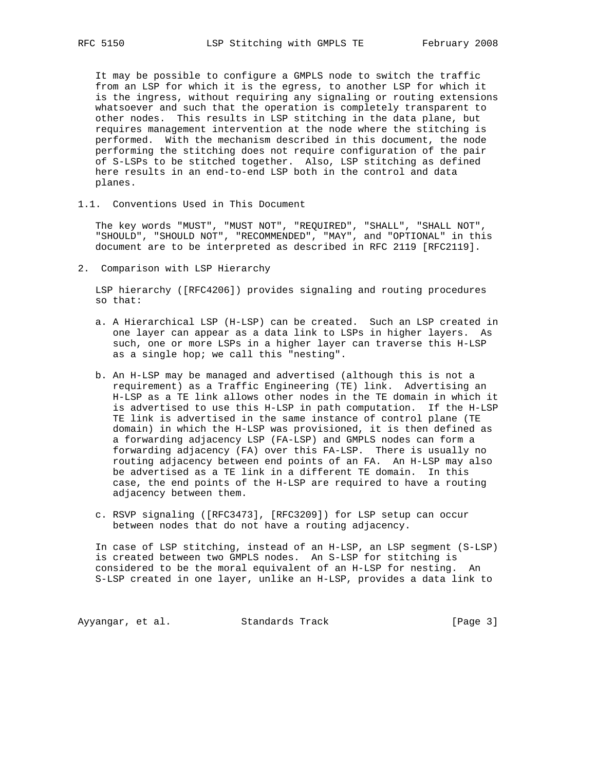It may be possible to configure a GMPLS node to switch the traffic from an LSP for which it is the egress, to another LSP for which it is the ingress, without requiring any signaling or routing extensions whatsoever and such that the operation is completely transparent to other nodes. This results in LSP stitching in the data plane, but requires management intervention at the node where the stitching is performed. With the mechanism described in this document, the node performing the stitching does not require configuration of the pair of S-LSPs to be stitched together. Also, LSP stitching as defined here results in an end-to-end LSP both in the control and data planes.

### 1.1. Conventions Used in This Document

The key words "MUST", "MUST NOT", "REQUIRED", "SHALL", "SHALL NOT", "SHOULD", "SHOULD NOT", "RECOMMENDED", "MAY", and "OPTIONAL" in this document are to be interpreted as described in RFC 2119 [RFC2119].

## 2. Comparison with LSP Hierarchy

LSP hierarchy ([RFC4206]) provides signaling and routing procedures so that:

a. A Hierarchical LSP (H-LSP) can be created. Such an LSP created in one layer can appear as a data link to LSPs in higher layers. As such, one or more LSPs in a higher layer can traverse this H-LSP as a single hop; we call this "nesting".

b. An H-LSP may be managed and advertised (although this is not a requirement) as a Traffic Engineering (TE) link. Advertising an H-LSP as a TE link allows other nodes in the TE domain in which it is advertised to use this H-LSP in path computation. If the H-LSP TE link is advertised in the same instance of control plane (TE domain) in which the H-LSP was provisioned, it is then defined as a forwarding adjacency LSP (FA-LSP) and GMPLS nodes can form a forwarding adjacency (FA) over this FA-LSP. There is usually no routing adjacency between end points of an FA. An H-LSP may also be advertised as a TE link in a different TE domain. In this case, the end points of the H-LSP are required to have a routing adjacency between them.

c. RSVP signaling ([RFC3473], [RFC3209]) for LSP setup can occur between nodes that do not have a routing adjacency.

In case of LSP stitching, instead of an H-LSP, an LSP segment (S-LSP) is created between two GMPLS nodes. An S-LSP for stitching is considered to be the moral equivalent of an H-LSP for nesting. An S-LSP created in one layer, unlike an H-LSP, provides a data link to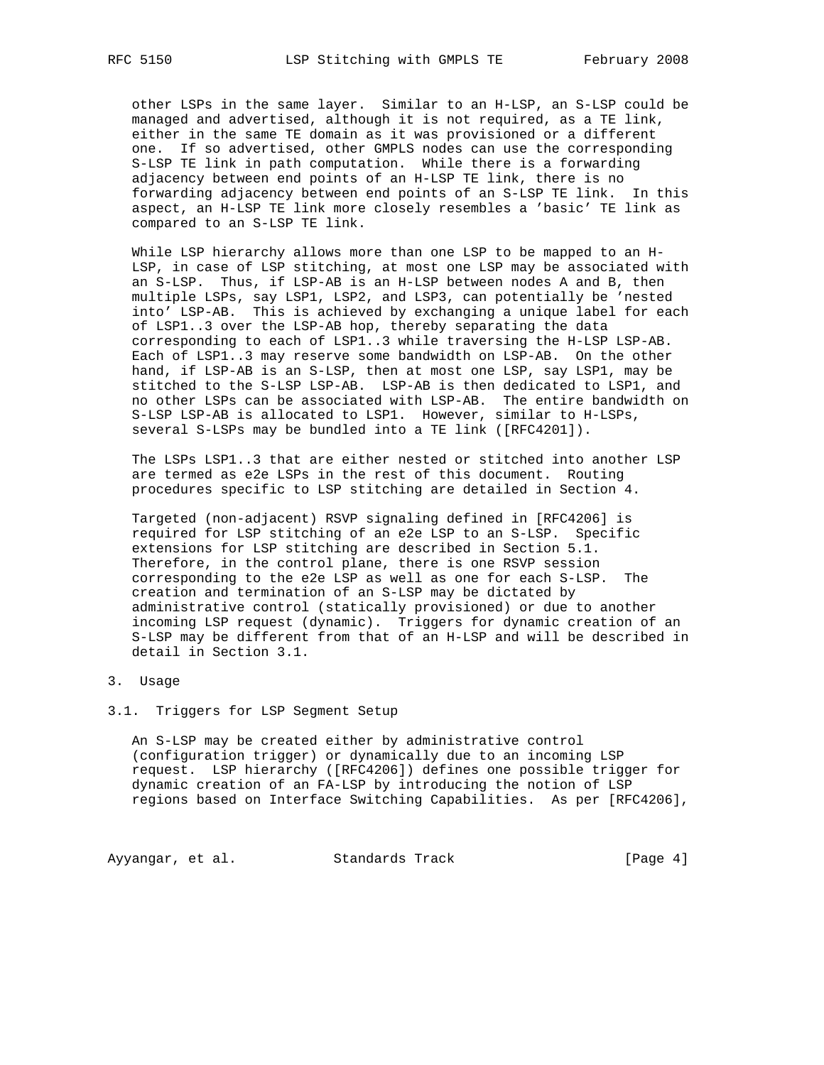other LSPs in the same layer. Similar to an H-LSP, an S-LSP could be managed and advertised, although it is not required, as a TE link, either in the same TE domain as it was provisioned or a different one. If so advertised, other GMPLS nodes can use the corresponding S-LSP TE link in path computation. While there is a forwarding adjacency between end points of an H-LSP TE link, there is no forwarding adjacency between end points of an S-LSP TE link. In this aspect, an H-LSP TE link more closely resembles a 'basic' TE link as compared to an S-LSP TE link.

While LSP hierarchy allows more than one LSP to be mapped to an H-LSP, in case of LSP stitching, at most one LSP may be associated with an S-LSP. Thus, if LSP-AB is an H-LSP between nodes A and B, then multiple LSPs, say LSP1, LSP2, and LSP3, can potentially be 'nested into' LSP-AB. This is achieved by exchanging a unique label for each of LSP1..3 over the LSP-AB hop, thereby separating the data corresponding to each of LSP1..3 while traversing the H-LSP LSP-AB. Each of LSP1..3 may reserve some bandwidth on LSP-AB. On the other hand, if LSP-AB is an S-LSP, then at most one LSP, say LSP1, may be stitched to the S-LSP LSP-AB. LSP-AB is then dedicated to LSP1, and no other LSPs can be associated with LSP-AB. The entire bandwidth on S-LSP LSP-AB is allocated to LSP1. However, similar to H-LSPs, several S-LSPs may be bundled into a TE link ([RFC4201]).

The LSPs LSP1..3 that are either nested or stitched into another LSP are termed as e2e LSPs in the rest of this document. Routing procedures specific to LSP stitching are detailed in Section 4.

Targeted (non-adjacent) RSVP signaling defined in [RFC4206] is required for LSP stitching of an e2e LSP to an S-LSP. Specific extensions for LSP stitching are described in Section 5.1. Therefore, in the control plane, there is one RSVP session corresponding to the e2e LSP as well as one for each S-LSP. The creation and termination of an S-LSP may be dictated by administrative control (statically provisioned) or due to another incoming LSP request (dynamic). Triggers for dynamic creation of an S-LSP may be different from that of an H-LSP and will be described in detail in Section 3.1.

# 3. Usage

## 3.1. Triggers for LSP Segment Setup

An S-LSP may be created either by administrative control (configuration trigger) or dynamically due to an incoming LSP request. LSP hierarchy ([RFC4206]) defines one possible trigger for dynamic creation of an FA-LSP by introducing the notion of LSP regions based on Interface Switching Capabilities. As per [RFC4206],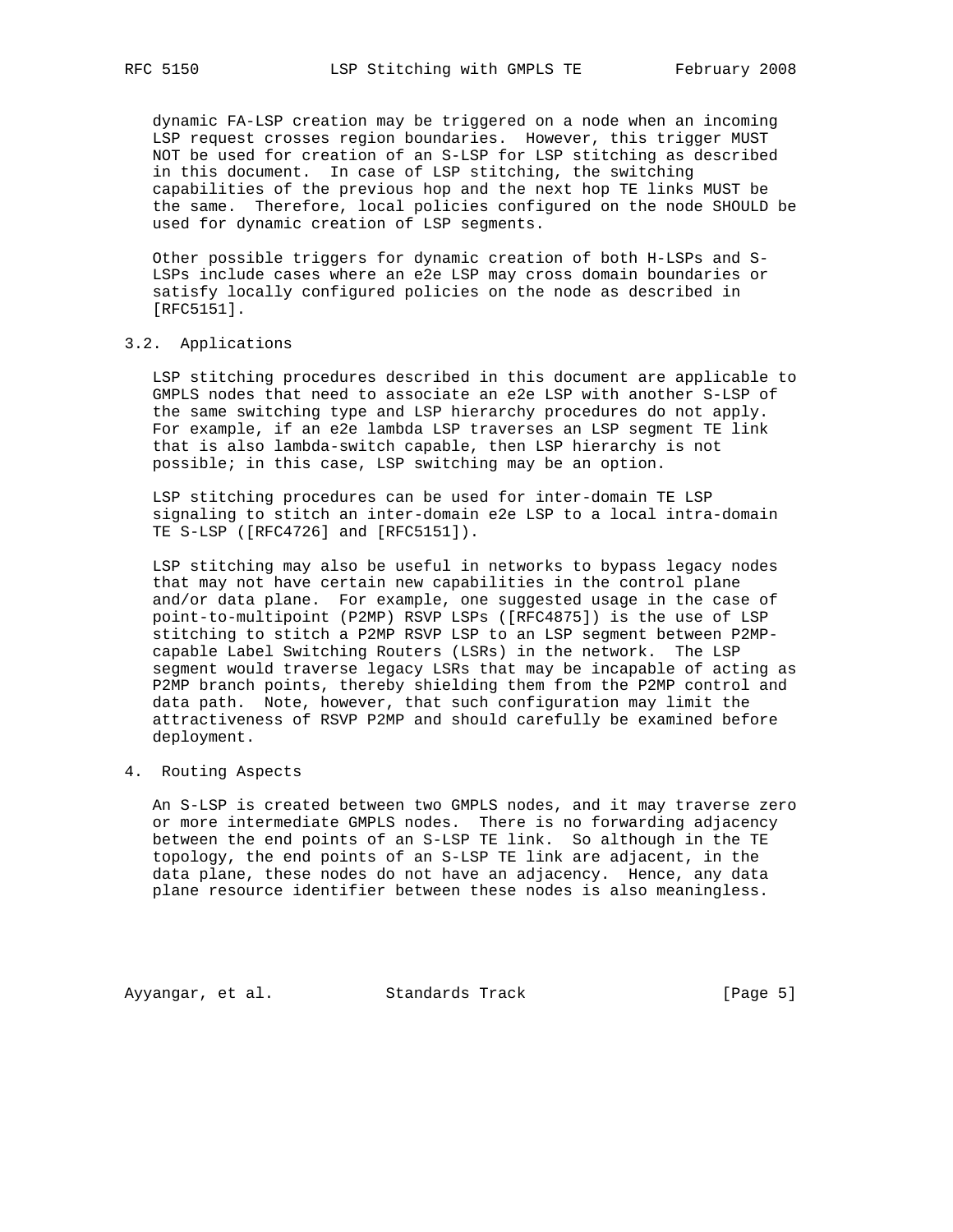dynamic FA-LSP creation may be triggered on a node when an incoming LSP request crosses region boundaries. However, this trigger MUST NOT be used for creation of an S-LSP for LSP stitching as described in this document. In case of LSP stitching, the switching capabilities of the previous hop and the next hop TE links MUST be the same. Therefore, local policies configured on the node SHOULD be used for dynamic creation of LSP segments.

Other possible triggers for dynamic creation of both H-LSPs and S-LSPs include cases where an e2e LSP may cross domain boundaries or satisfy locally configured policies on the node as described in [RFC5151].

### 3.2. Applications

LSP stitching procedures described in this document are applicable to GMPLS nodes that need to associate an e2e LSP with another S-LSP of the same switching type and LSP hierarchy procedures do not apply. For example, if an e2e lambda LSP traverses an LSP segment TE link that is also lambda-switch capable, then LSP hierarchy is not possible; in this case, LSP switching may be an option.

LSP stitching procedures can be used for inter-domain TE LSP signaling to stitch an inter-domain e2e LSP to a local intra-domain TE S-LSP ([RFC4726] and [RFC5151]).

LSP stitching may also be useful in networks to bypass legacy nodes that may not have certain new capabilities in the control plane and/or data plane. For example, one suggested usage in the case of point-to-multipoint (P2MP) RSVP LSPs ([RFC4875]) is the use of LSP stitching to stitch a P2MP RSVP LSP to an LSP segment between P2MP-capable Label Switching Routers (LSRs) in the network. The LSP segment would traverse legacy LSRs that may be incapable of acting as P2MP branch points, thereby shielding them from the P2MP control and data path. Note, however, that such configuration may limit the attractiveness of RSVP P2MP and should carefully be examined before deployment.

## 4. Routing Aspects

An S-LSP is created between two GMPLS nodes, and it may traverse zero or more intermediate GMPLS nodes. There is no forwarding adjacency between the end points of an S-LSP TE link. So although in the TE topology, the end points of an S-LSP TE link are adjacent, in the data plane, these nodes do not have an adjacency. Hence, any data plane resource identifier between these nodes is also meaningless.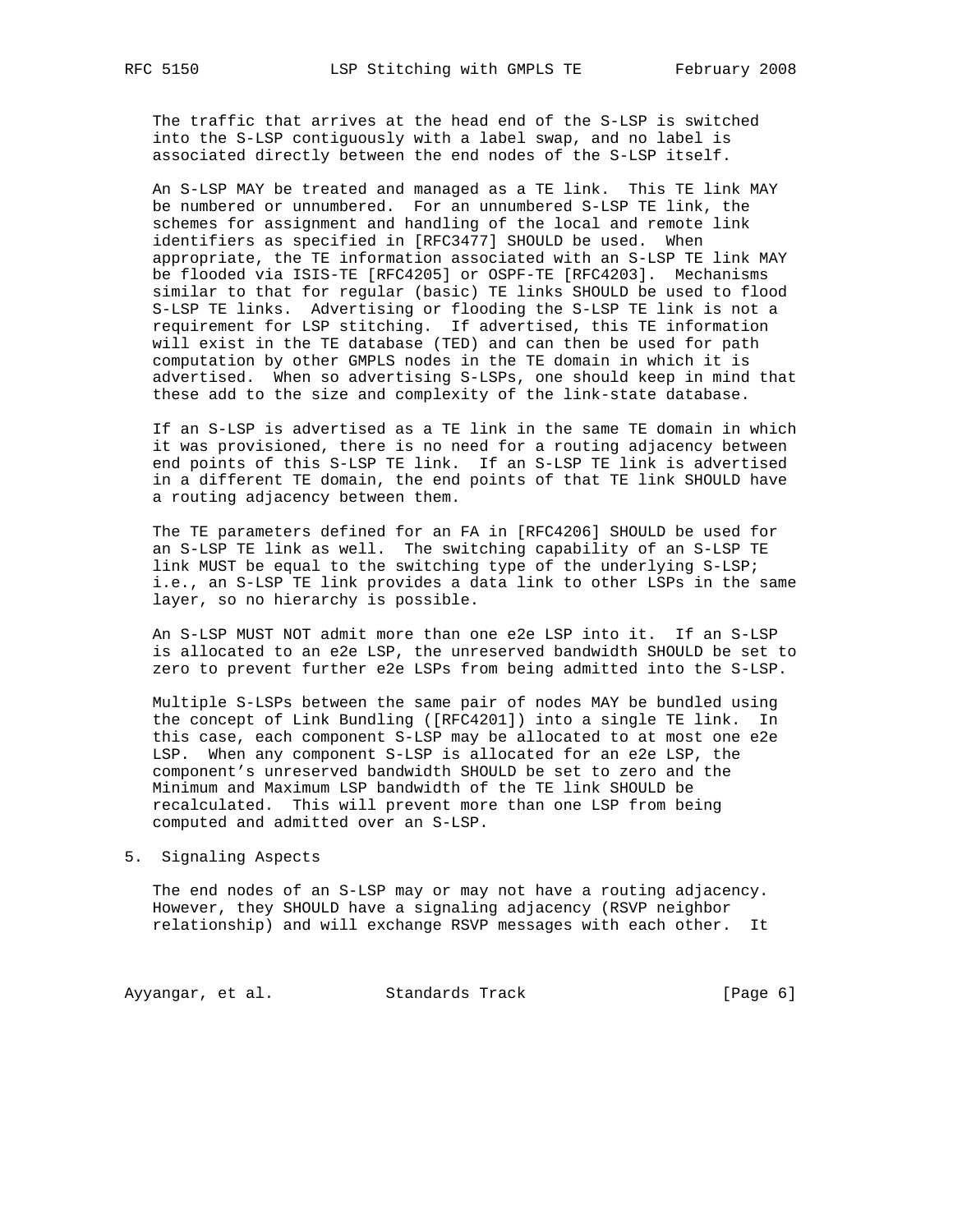The traffic that arrives at the head end of the S-LSP is switched into the S-LSP contiguously with a label swap, and no label is associated directly between the end nodes of the S-LSP itself.

An S-LSP MAY be treated and managed as a TE link. This TE link MAY be numbered or unnumbered. For an unnumbered S-LSP TE link, the schemes for assignment and handling of the local and remote link identifiers as specified in [RFC3477] SHOULD be used. When appropriate, the TE information associated with an S-LSP TE link MAY be flooded via ISIS-TE [RFC4205] or OSPF-TE [RFC4203]. Mechanisms similar to that for regular (basic) TE links SHOULD be used to flood S-LSP TE links. Advertising or flooding the S-LSP TE link is not a requirement for LSP stitching. If advertised, this TE information will exist in the TE database (TED) and can then be used for path computation by other GMPLS nodes in the TE domain in which it is advertised. When so advertising S-LSPs, one should keep in mind that these add to the size and complexity of the link-state database.

If an S-LSP is advertised as a TE link in the same TE domain in which it was provisioned, there is no need for a routing adjacency between end points of this S-LSP TE link. If an S-LSP TE link is advertised in a different TE domain, the end points of that TE link SHOULD have a routing adjacency between them.

The TE parameters defined for an FA in [RFC4206] SHOULD be used for an S-LSP TE link as well. The switching capability of an S-LSP TE link MUST be equal to the switching type of the underlying S-LSP; i.e., an S-LSP TE link provides a data link to other LSPs in the same layer, so no hierarchy is possible.

An S-LSP MUST NOT admit more than one e2e LSP into it. If an S-LSP is allocated to an e2e LSP, the unreserved bandwidth SHOULD be set to zero to prevent further e2e LSPs from being admitted into the S-LSP.

Multiple S-LSPs between the same pair of nodes MAY be bundled using the concept of Link Bundling ([RFC4201]) into a single TE link. In this case, each component S-LSP may be allocated to at most one e2e LSP. When any component S-LSP is allocated for an e2e LSP, the component's unreserved bandwidth SHOULD be set to zero and the Minimum and Maximum LSP bandwidth of the TE link SHOULD be recalculated. This will prevent more than one LSP from being computed and admitted over an S-LSP.

## 5. Signaling Aspects

The end nodes of an S-LSP may or may not have a routing adjacency. However, they SHOULD have a signaling adjacency (RSVP neighbor relationship) and will exchange RSVP messages with each other. It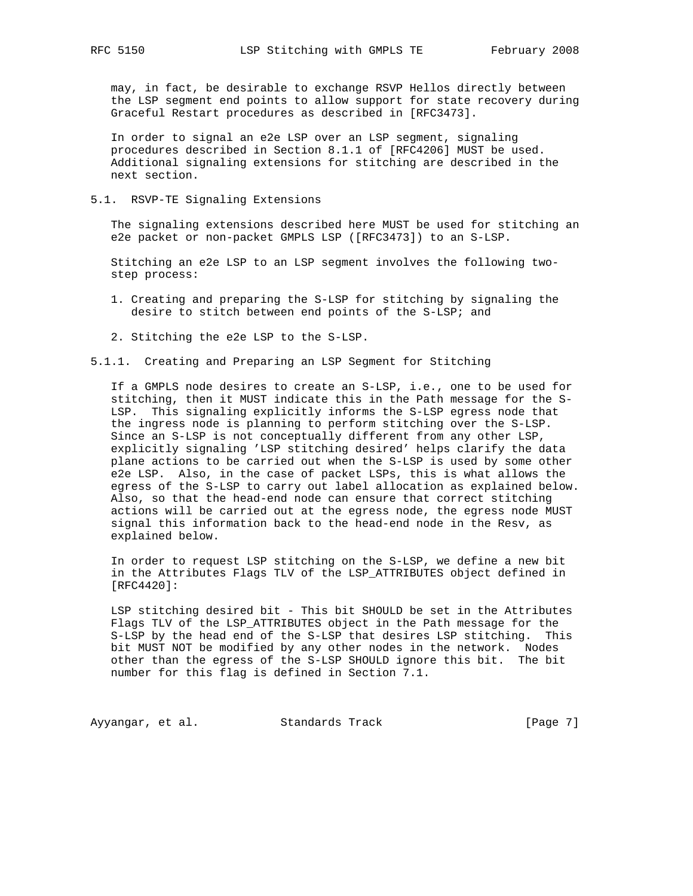may, in fact, be desirable to exchange RSVP Hellos directly between the LSP segment end points to allow support for state recovery during Graceful Restart procedures as described in [RFC3473].

In order to signal an e2e LSP over an LSP segment, signaling procedures described in Section 8.1.1 of [RFC4206] MUST be used. Additional signaling extensions for stitching are described in the next section.

### 5.1. RSVP-TE Signaling Extensions

The signaling extensions described here MUST be used for stitching an e2e packet or non-packet GMPLS LSP ([RFC3473]) to an S-LSP.

Stitching an e2e LSP to an LSP segment involves the following two-step process:

1. Creating and preparing the S-LSP for stitching by signaling the desire to stitch between end points of the S-LSP; and

2. Stitching the e2e LSP to the S-LSP.

#### 5.1.1. Creating and Preparing an LSP Segment for Stitching

If a GMPLS node desires to create an S-LSP, i.e., one to be used for stitching, then it MUST indicate this in the Path message for the S-LSP. This signaling explicitly informs the S-LSP egress node that the ingress node is planning to perform stitching over the S-LSP. Since an S-LSP is not conceptually different from any other LSP, explicitly signaling 'LSP stitching desired' helps clarify the data plane actions to be carried out when the S-LSP is used by some other e2e LSP. Also, in the case of packet LSPs, this is what allows the egress of the S-LSP to carry out label allocation as explained below. Also, so that the head-end node can ensure that correct stitching actions will be carried out at the egress node, the egress node MUST signal this information back to the head-end node in the Resv, as explained below.

In order to request LSP stitching on the S-LSP, we define a new bit in the Attributes Flags TLV of the LSP_ATTRIBUTES object defined in [RFC4420]:

LSP stitching desired bit - This bit SHOULD be set in the Attributes Flags TLV of the LSP_ATTRIBUTES object in the Path message for the S-LSP by the head end of the S-LSP that desires LSP stitching. This bit MUST NOT be modified by any other nodes in the network. Nodes other than the egress of the S-LSP SHOULD ignore this bit. The bit number for this flag is defined in Section 7.1.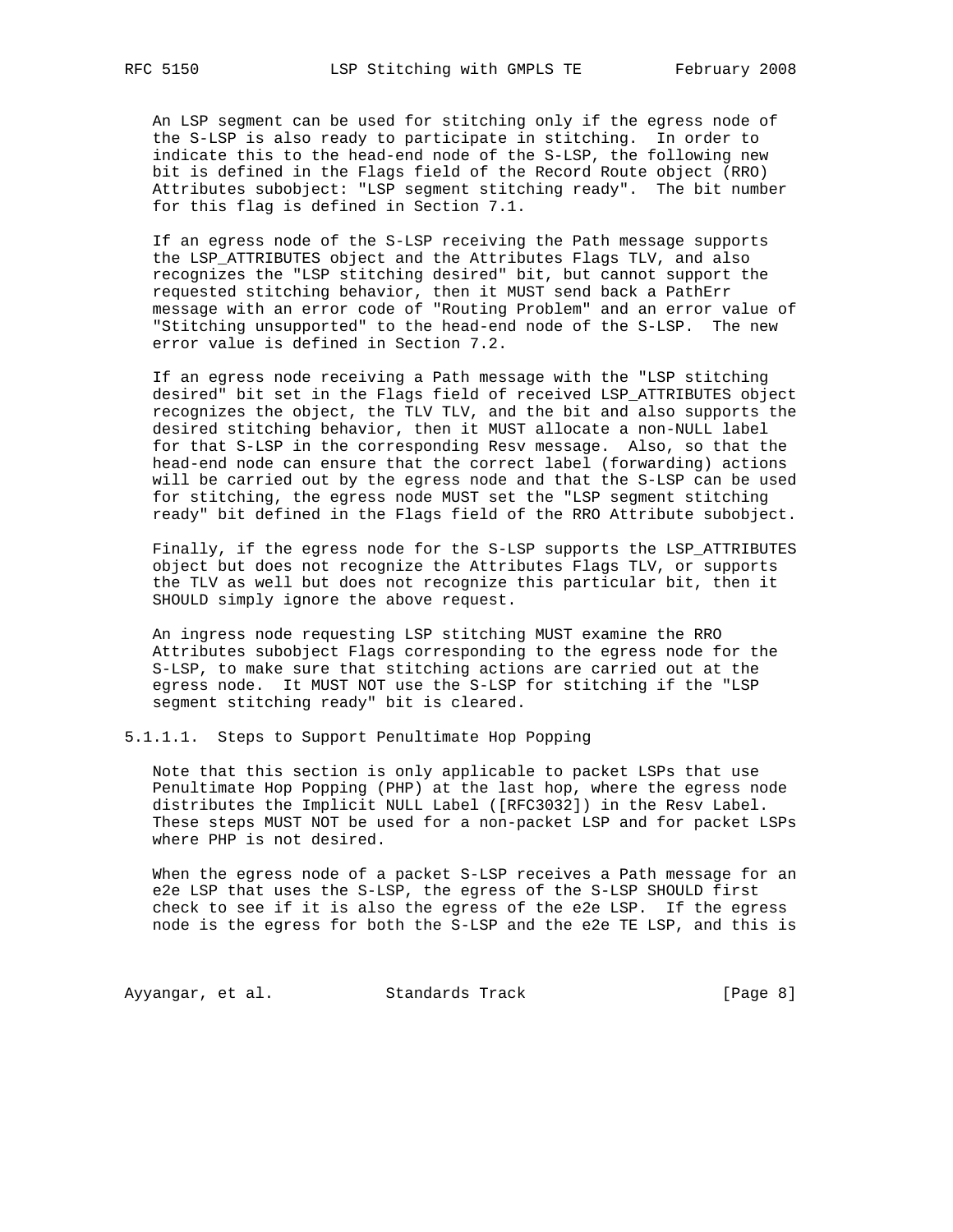An LSP segment can be used for stitching only if the egress node of the S-LSP is also ready to participate in stitching. In order to indicate this to the head-end node of the S-LSP, the following new bit is defined in the Flags field of the Record Route object (RRO) Attributes subobject: "LSP segment stitching ready". The bit number for this flag is defined in Section 7.1.

If an egress node of the S-LSP receiving the Path message supports the LSP_ATTRIBUTES object and the Attributes Flags TLV, and also recognizes the "LSP stitching desired" bit, but cannot support the requested stitching behavior, then it MUST send back a PathErr message with an error code of "Routing Problem" and an error value of "Stitching unsupported" to the head-end node of the S-LSP. The new error value is defined in Section 7.2.

If an egress node receiving a Path message with the "LSP stitching desired" bit set in the Flags field of received LSP_ATTRIBUTES object recognizes the object, the TLV TLV, and the bit and also supports the desired stitching behavior, then it MUST allocate a non-NULL label for that S-LSP in the corresponding Resv message. Also, so that the head-end node can ensure that the correct label (forwarding) actions will be carried out by the egress node and that the S-LSP can be used for stitching, the egress node MUST set the "LSP segment stitching ready" bit defined in the Flags field of the RRO Attribute subobject.

Finally, if the egress node for the S-LSP supports the LSP_ATTRIBUTES object but does not recognize the Attributes Flags TLV, or supports the TLV as well but does not recognize this particular bit, then it SHOULD simply ignore the above request.

An ingress node requesting LSP stitching MUST examine the RRO Attributes subobject Flags corresponding to the egress node for the S-LSP, to make sure that stitching actions are carried out at the egress node. It MUST NOT use the S-LSP for stitching if the "LSP segment stitching ready" bit is cleared.

#### 5.1.1.1. Steps to Support Penultimate Hop Popping

Note that this section is only applicable to packet LSPs that use Penultimate Hop Popping (PHP) at the last hop, where the egress node distributes the Implicit NULL Label ([RFC3032]) in the Resv Label. These steps MUST NOT be used for a non-packet LSP and for packet LSPs where PHP is not desired.

When the egress node of a packet S-LSP receives a Path message for an e2e LSP that uses the S-LSP, the egress of the S-LSP SHOULD first check to see if it is also the egress of the e2e LSP. If the egress node is the egress for both the S-LSP and the e2e TE LSP, and this is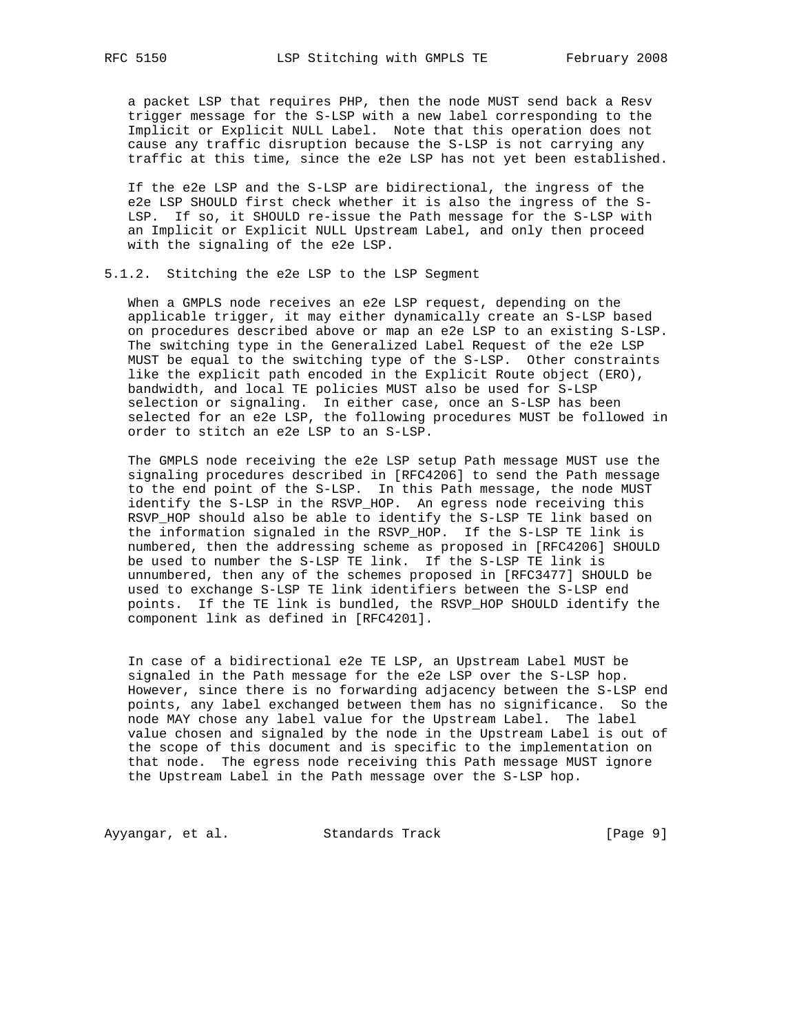a packet LSP that requires PHP, then the node MUST send back a Resv trigger message for the S-LSP with a new label corresponding to the Implicit or Explicit NULL Label. Note that this operation does not cause any traffic disruption because the S-LSP is not carrying any traffic at this time, since the e2e LSP has not yet been established.

If the e2e LSP and the S-LSP are bidirectional, the ingress of the e2e LSP SHOULD first check whether it is also the ingress of the S-LSP. If so, it SHOULD re-issue the Path message for the S-LSP with an Implicit or Explicit NULL Upstream Label, and only then proceed with the signaling of the e2e LSP.

### 5.1.2. Stitching the e2e LSP to the LSP Segment

When a GMPLS node receives an e2e LSP request, depending on the applicable trigger, it may either dynamically create an S-LSP based on procedures described above or map an e2e LSP to an existing S-LSP. The switching type in the Generalized Label Request of the e2e LSP MUST be equal to the switching type of the S-LSP. Other constraints like the explicit path encoded in the Explicit Route object (ERO), bandwidth, and local TE policies MUST also be used for S-LSP selection or signaling. In either case, once an S-LSP has been selected for an e2e LSP, the following procedures MUST be followed in order to stitch an e2e LSP to an S-LSP.

The GMPLS node receiving the e2e LSP setup Path message MUST use the signaling procedures described in [RFC4206] to send the Path message to the end point of the S-LSP. In this Path message, the node MUST identify the S-LSP in the RSVP_HOP. An egress node receiving this RSVP_HOP should also be able to identify the S-LSP TE link based on the information signaled in the RSVP_HOP. If the S-LSP TE link is numbered, then the addressing scheme as proposed in [RFC4206] SHOULD be used to number the S-LSP TE link. If the S-LSP TE link is unnumbered, then any of the schemes proposed in [RFC3477] SHOULD be used to exchange S-LSP TE link identifiers between the S-LSP end points. If the TE link is bundled, the RSVP_HOP SHOULD identify the component link as defined in [RFC4201].

In case of a bidirectional e2e TE LSP, an Upstream Label MUST be signaled in the Path message for the e2e LSP over the S-LSP hop. However, since there is no forwarding adjacency between the S-LSP end points, any label exchanged between them has no significance. So the node MAY chose any label value for the Upstream Label. The label value chosen and signaled by the node in the Upstream Label is out of the scope of this document and is specific to the implementation on that node. The egress node receiving this Path message MUST ignore the Upstream Label in the Path message over the S-LSP hop.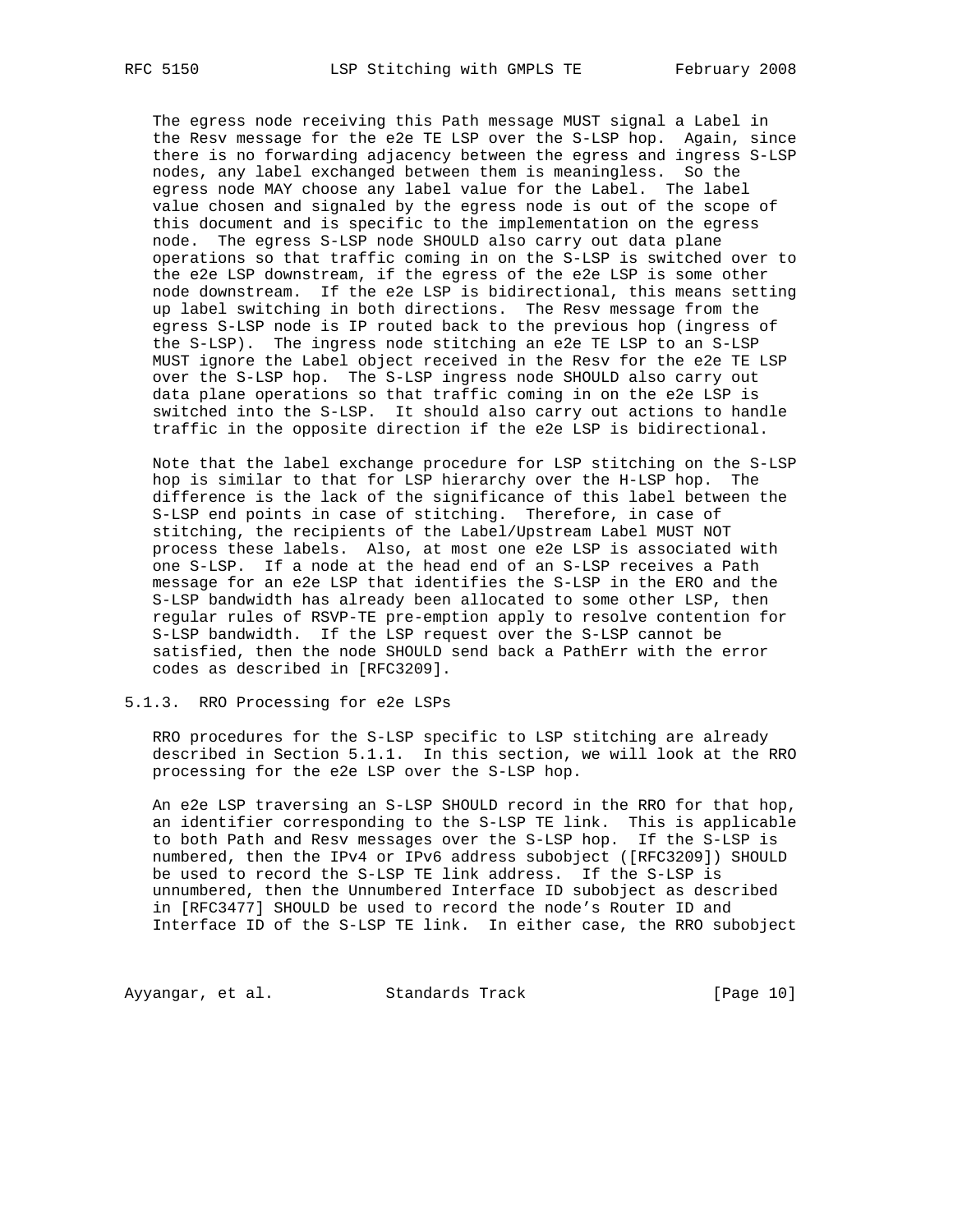The egress node receiving this Path message MUST signal a Label in the Resv message for the e2e TE LSP over the S-LSP hop. Again, since there is no forwarding adjacency between the egress and ingress S-LSP nodes, any label exchanged between them is meaningless. So the egress node MAY choose any label value for the Label. The label value chosen and signaled by the egress node is out of the scope of this document and is specific to the implementation on the egress node. The egress S-LSP node SHOULD also carry out data plane operations so that traffic coming in on the S-LSP is switched over to the e2e LSP downstream, if the egress of the e2e LSP is some other node downstream. If the e2e LSP is bidirectional, this means setting up label switching in both directions. The Resv message from the egress S-LSP node is IP routed back to the previous hop (ingress of the S-LSP). The ingress node stitching an e2e TE LSP to an S-LSP MUST ignore the Label object received in the Resv for the e2e TE LSP over the S-LSP hop. The S-LSP ingress node SHOULD also carry out data plane operations so that traffic coming in on the e2e LSP is switched into the S-LSP. It should also carry out actions to handle traffic in the opposite direction if the e2e LSP is bidirectional.

Note that the label exchange procedure for LSP stitching on the S-LSP hop is similar to that for LSP hierarchy over the H-LSP hop. The difference is the lack of the significance of this label between the S-LSP end points in case of stitching. Therefore, in case of stitching, the recipients of the Label/Upstream Label MUST NOT process these labels. Also, at most one e2e LSP is associated with one S-LSP. If a node at the head end of an S-LSP receives a Path message for an e2e LSP that identifies the S-LSP in the ERO and the S-LSP bandwidth has already been allocated to some other LSP, then regular rules of RSVP-TE pre-emption apply to resolve contention for S-LSP bandwidth. If the LSP request over the S-LSP cannot be satisfied, then the node SHOULD send back a PathErr with the error codes as described in [RFC3209].

### 5.1.3. RRO Processing for e2e LSPs

RRO procedures for the S-LSP specific to LSP stitching are already described in Section 5.1.1. In this section, we will look at the RRO processing for the e2e LSP over the S-LSP hop.

An e2e LSP traversing an S-LSP SHOULD record in the RRO for that hop, an identifier corresponding to the S-LSP TE link. This is applicable to both Path and Resv messages over the S-LSP hop. If the S-LSP is numbered, then the IPv4 or IPv6 address subobject ([RFC3209]) SHOULD be used to record the S-LSP TE link address. If the S-LSP is unnumbered, then the Unnumbered Interface ID subobject as described in [RFC3477] SHOULD be used to record the node's Router ID and Interface ID of the S-LSP TE link. In either case, the RRO subobject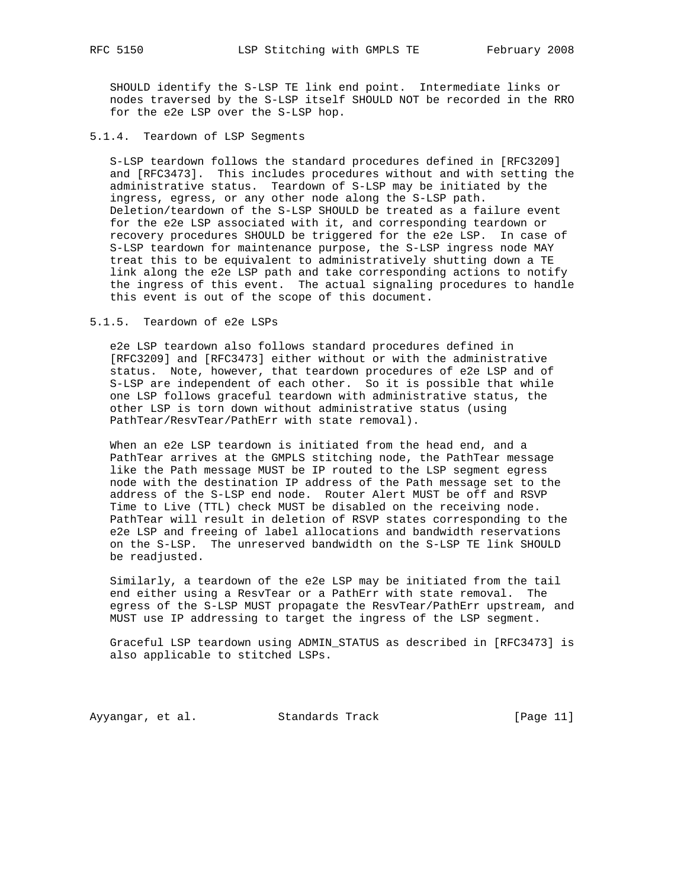SHOULD identify the S-LSP TE link end point. Intermediate links or nodes traversed by the S-LSP itself SHOULD NOT be recorded in the RRO for the e2e LSP over the S-LSP hop.

#### 5.1.4. Teardown of LSP Segments

S-LSP teardown follows the standard procedures defined in [RFC3209] and [RFC3473]. This includes procedures without and with setting the administrative status. Teardown of S-LSP may be initiated by the ingress, egress, or any other node along the S-LSP path. Deletion/teardown of the S-LSP SHOULD be treated as a failure event for the e2e LSP associated with it, and corresponding teardown or recovery procedures SHOULD be triggered for the e2e LSP. In case of S-LSP teardown for maintenance purpose, the S-LSP ingress node MAY treat this to be equivalent to administratively shutting down a TE link along the e2e LSP path and take corresponding actions to notify the ingress of this event. The actual signaling procedures to handle this event is out of the scope of this document.

#### 5.1.5. Teardown of e2e LSPs

e2e LSP teardown also follows standard procedures defined in [RFC3209] and [RFC3473] either without or with the administrative status. Note, however, that teardown procedures of e2e LSP and of S-LSP are independent of each other. So it is possible that while one LSP follows graceful teardown with administrative status, the other LSP is torn down without administrative status (using PathTear/ResvTear/PathErr with state removal).

When an e2e LSP teardown is initiated from the head end, and a PathTear arrives at the GMPLS stitching node, the PathTear message like the Path message MUST be IP routed to the LSP segment egress node with the destination IP address of the Path message set to the address of the S-LSP end node. Router Alert MUST be off and RSVP Time to Live (TTL) check MUST be disabled on the receiving node. PathTear will result in deletion of RSVP states corresponding to the e2e LSP and freeing of label allocations and bandwidth reservations on the S-LSP. The unreserved bandwidth on the S-LSP TE link SHOULD be readjusted.

Similarly, a teardown of the e2e LSP may be initiated from the tail end either using a ResvTear or a PathErr with state removal. The egress of the S-LSP MUST propagate the ResvTear/PathErr upstream, and MUST use IP addressing to target the ingress of the LSP segment.

Graceful LSP teardown using ADMIN_STATUS as described in [RFC3473] is also applicable to stitched LSPs.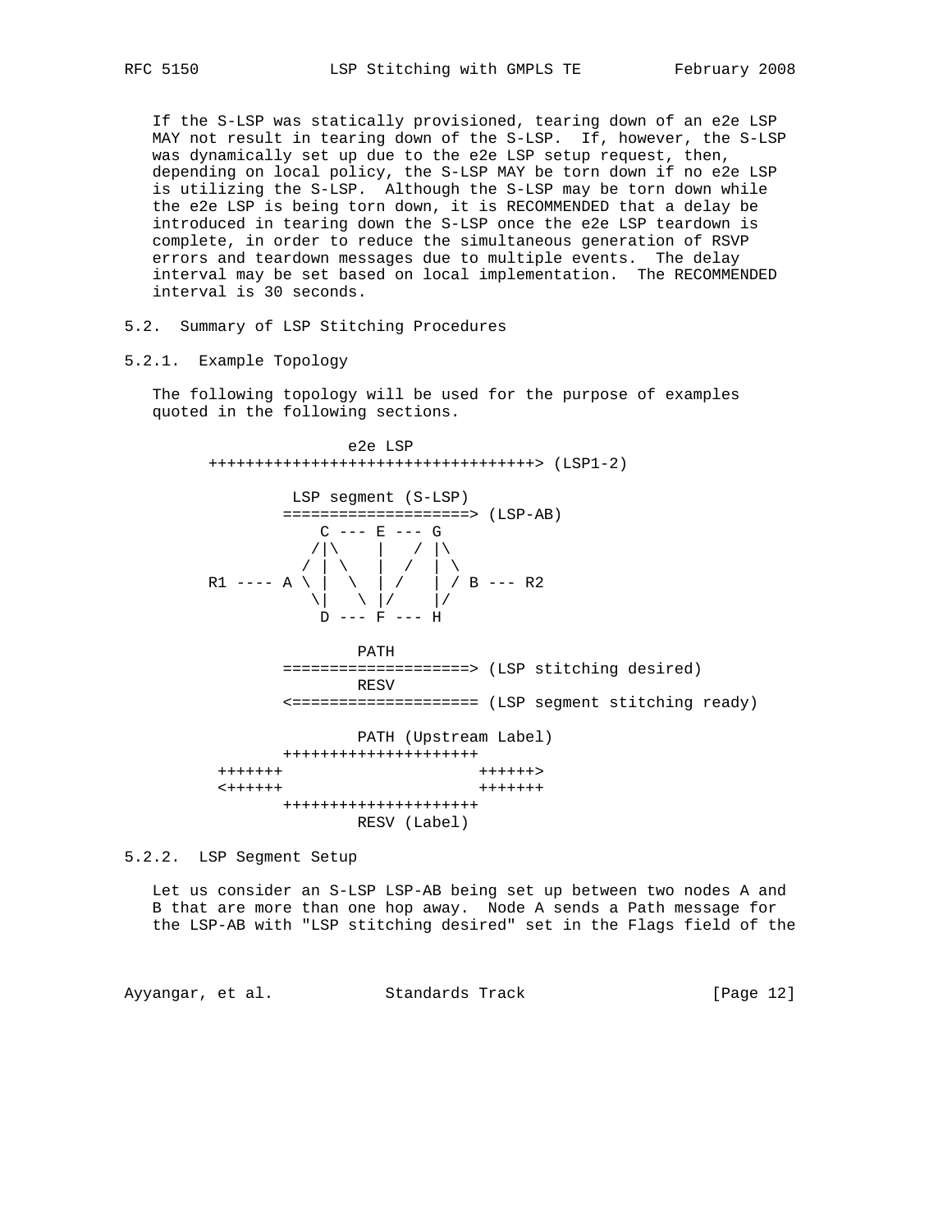If the S-LSP was statically provisioned, tearing down of an e2e LSP MAY not result in tearing down of the S-LSP. If, however, the S-LSP was dynamically set up due to the e2e LSP setup request, then, depending on local policy, the S-LSP MAY be torn down if no e2e LSP is utilizing the S-LSP. Although the S-LSP may be torn down while the e2e LSP is being torn down, it is RECOMMENDED that a delay be introduced in tearing down the S-LSP once the e2e LSP teardown is complete, in order to reduce the simultaneous generation of RSVP errors and teardown messages due to multiple events. The delay interval may be set based on local implementation. The RECOMMENDED interval is 30 seconds.

### 5.2. Summary of LSP Stitching Procedures

#### 5.2.1. Example Topology

The following topology will be used for the purpose of examples quoted in the following sections.

```
                     e2e LSP
       ++++++++++++++++++++++++++++++++++++> (LSP1-2)

               LSP segment (S-LSP)
              ====================> (LSP-AB)
                 C --- E --- G
                /|\    |   / |\
               / | \   |  /  | \
       R1 ---- A \ |  \  | /   | / B --- R2
              \|   \ |/    |/
               D --- F --- H

                      PATH
              ====================> (LSP stitching desired)
                      RESV
              <==================== (LSP segment stitching ready)

                      PATH (Upstream Label)
              +++++++++++++++++++++
        +++++++                     ++++++>
        <++++++                     +++++++
              +++++++++++++++++++++
                      RESV (Label)
```

#### 5.2.2. LSP Segment Setup

Let us consider an S-LSP LSP-AB being set up between two nodes A and B that are more than one hop away. Node A sends a Path message for the LSP-AB with "LSP stitching desired" set in the Flags field of the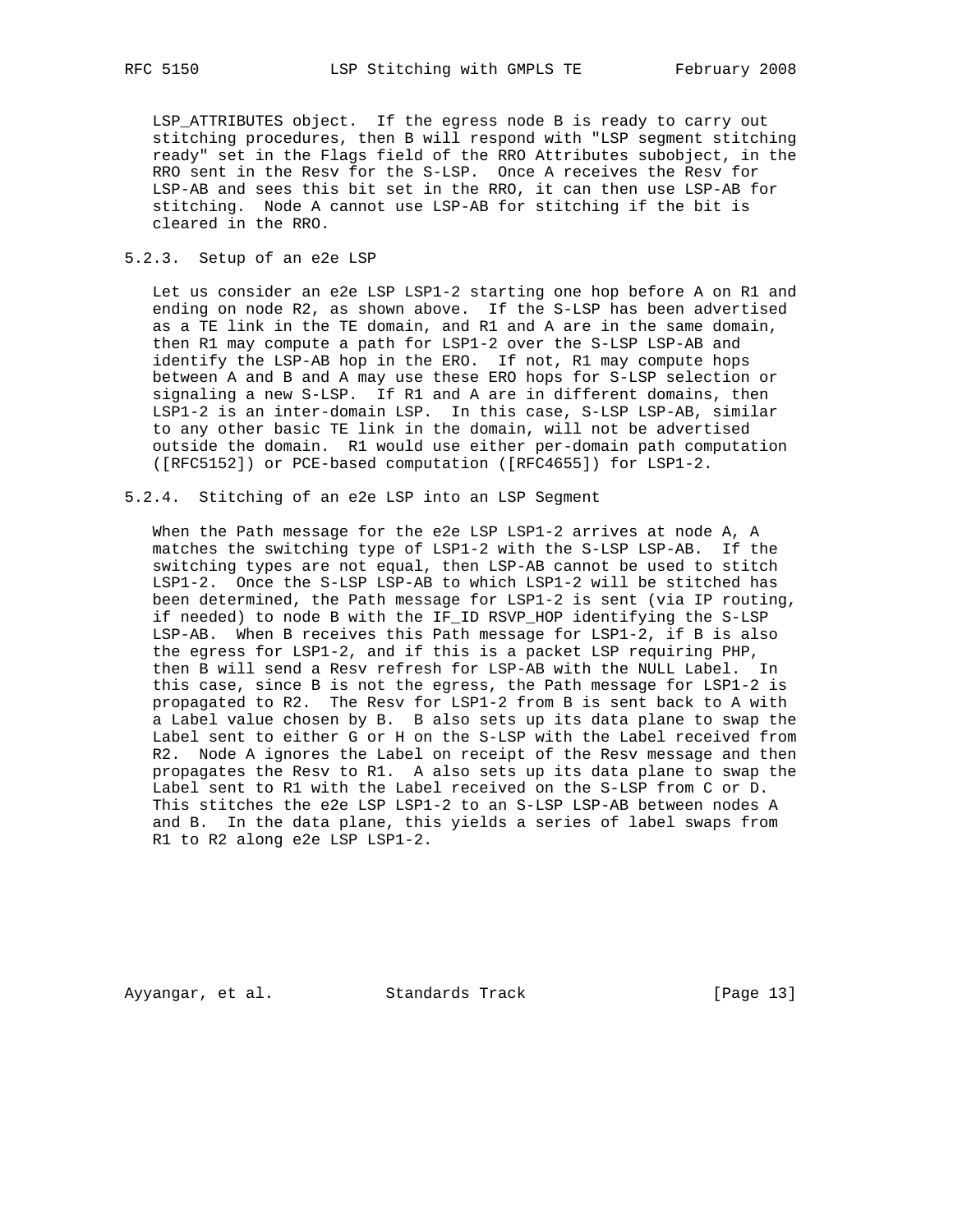LSP_ATTRIBUTES object. If the egress node B is ready to carry out stitching procedures, then B will respond with "LSP segment stitching ready" set in the Flags field of the RRO Attributes subobject, in the RRO sent in the Resv for the S-LSP. Once A receives the Resv for LSP-AB and sees this bit set in the RRO, it can then use LSP-AB for stitching. Node A cannot use LSP-AB for stitching if the bit is cleared in the RRO.

### 5.2.3. Setup of an e2e LSP

Let us consider an e2e LSP LSP1-2 starting one hop before A on R1 and ending on node R2, as shown above. If the S-LSP has been advertised as a TE link in the TE domain, and R1 and A are in the same domain, then R1 may compute a path for LSP1-2 over the S-LSP LSP-AB and identify the LSP-AB hop in the ERO. If not, R1 may compute hops between A and B and A may use these ERO hops for S-LSP selection or signaling a new S-LSP. If R1 and A are in different domains, then LSP1-2 is an inter-domain LSP. In this case, S-LSP LSP-AB, similar to any other basic TE link in the domain, will not be advertised outside the domain. R1 would use either per-domain path computation ([RFC5152]) or PCE-based computation ([RFC4655]) for LSP1-2.

### 5.2.4. Stitching of an e2e LSP into an LSP Segment

When the Path message for the e2e LSP LSP1-2 arrives at node A, A matches the switching type of LSP1-2 with the S-LSP LSP-AB. If the switching types are not equal, then LSP-AB cannot be used to stitch LSP1-2. Once the S-LSP LSP-AB to which LSP1-2 will be stitched has been determined, the Path message for LSP1-2 is sent (via IP routing, if needed) to node B with the IF_ID RSVP_HOP identifying the S-LSP LSP-AB. When B receives this Path message for LSP1-2, if B is also the egress for LSP1-2, and if this is a packet LSP requiring PHP, then B will send a Resv refresh for LSP-AB with the NULL Label. In this case, since B is not the egress, the Path message for LSP1-2 is propagated to R2. The Resv for LSP1-2 from B is sent back to A with a Label value chosen by B. B also sets up its data plane to swap the Label sent to either G or H on the S-LSP with the Label received from R2. Node A ignores the Label on receipt of the Resv message and then propagates the Resv to R1. A also sets up its data plane to swap the Label sent to R1 with the Label received on the S-LSP from C or D. This stitches the e2e LSP LSP1-2 to an S-LSP LSP-AB between nodes A and B. In the data plane, this yields a series of label swaps from R1 to R2 along e2e LSP LSP1-2.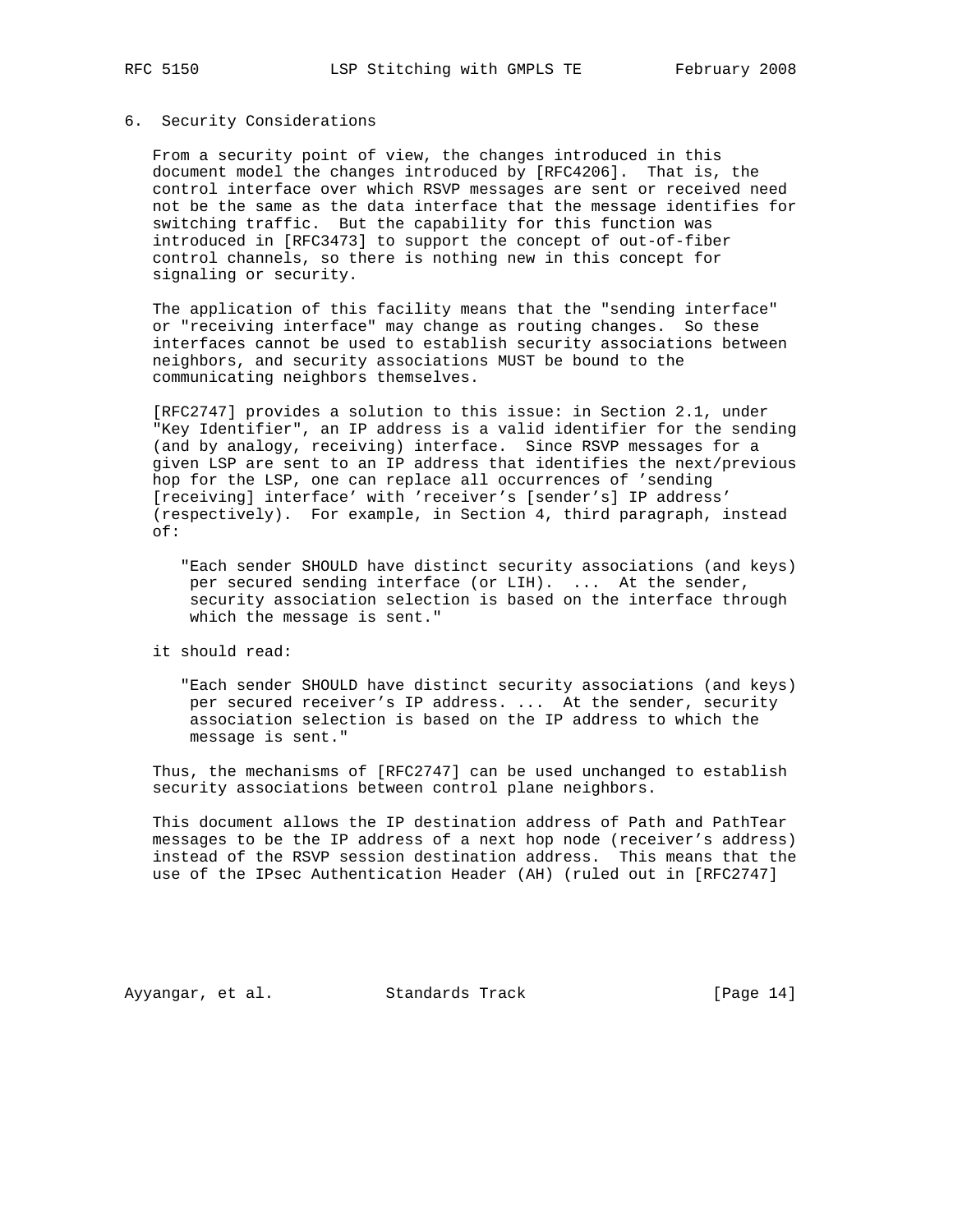## 6. Security Considerations

From a security point of view, the changes introduced in this document model the changes introduced by [RFC4206]. That is, the control interface over which RSVP messages are sent or received need not be the same as the data interface that the message identifies for switching traffic. But the capability for this function was introduced in [RFC3473] to support the concept of out-of-fiber control channels, so there is nothing new in this concept for signaling or security.

The application of this facility means that the "sending interface" or "receiving interface" may change as routing changes. So these interfaces cannot be used to establish security associations between neighbors, and security associations MUST be bound to the communicating neighbors themselves.

[RFC2747] provides a solution to this issue: in Section 2.1, under "Key Identifier", an IP address is a valid identifier for the sending (and by analogy, receiving) interface. Since RSVP messages for a given LSP are sent to an IP address that identifies the next/previous hop for the LSP, one can replace all occurrences of 'sending [receiving] interface' with 'receiver's [sender's] IP address' (respectively). For example, in Section 4, third paragraph, instead of:

> "Each sender SHOULD have distinct security associations (and keys) per secured sending interface (or LIH). ... At the sender, security association selection is based on the interface through which the message is sent."

it should read:

> "Each sender SHOULD have distinct security associations (and keys) per secured receiver's IP address. ... At the sender, security association selection is based on the IP address to which the message is sent."

Thus, the mechanisms of [RFC2747] can be used unchanged to establish security associations between control plane neighbors.

This document allows the IP destination address of Path and PathTear messages to be the IP address of a next hop node (receiver's address) instead of the RSVP session destination address. This means that the use of the IPsec Authentication Header (AH) (ruled out in [RFC2747]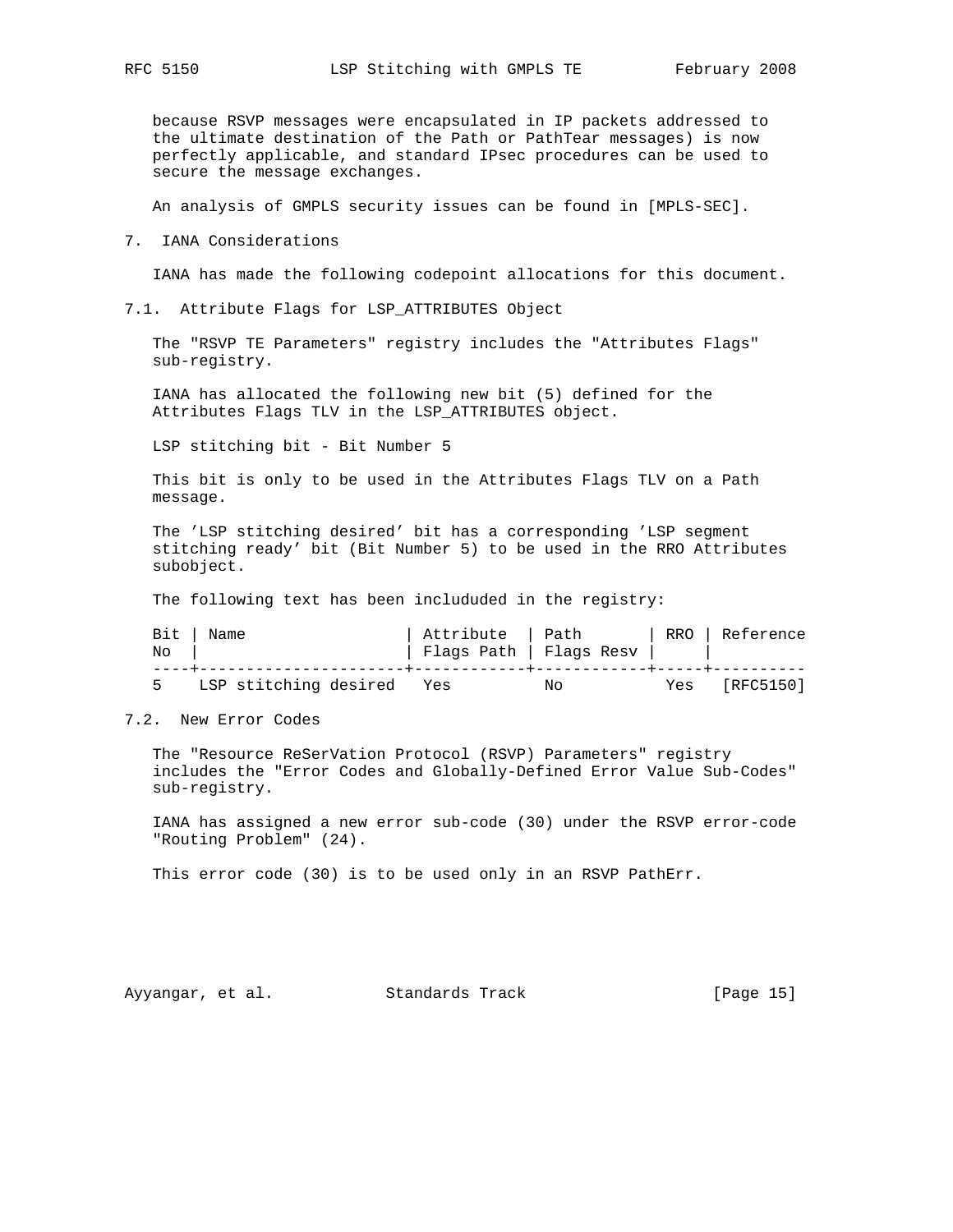because RSVP messages were encapsulated in IP packets addressed to the ultimate destination of the Path or PathTear messages) is now perfectly applicable, and standard IPsec procedures can be used to secure the message exchanges.

An analysis of GMPLS security issues can be found in [MPLS-SEC].

## 7. IANA Considerations

IANA has made the following codepoint allocations for this document.

### 7.1. Attribute Flags for LSP_ATTRIBUTES Object

The "RSVP TE Parameters" registry includes the "Attributes Flags" sub-registry.

IANA has allocated the following new bit (5) defined for the Attributes Flags TLV in the LSP_ATTRIBUTES object.

LSP stitching bit - Bit Number 5

This bit is only to be used in the Attributes Flags TLV on a Path message.

The 'LSP stitching desired' bit has a corresponding 'LSP segment stitching ready' bit (Bit Number 5) to be used in the RRO Attributes subobject.

The following text has been includuded in the registry:

| Bit No | Name | Attribute Flags Path | Path Flags Resv | RRO | Reference |
|---|---|---|---|---|---|
| 5 | LSP stitching desired | Yes | No | Yes | [RFC5150] |

### 7.2. New Error Codes

The "Resource ReSerVation Protocol (RSVP) Parameters" registry includes the "Error Codes and Globally-Defined Error Value Sub-Codes" sub-registry.

IANA has assigned a new error sub-code (30) under the RSVP error-code "Routing Problem" (24).

This error code (30) is to be used only in an RSVP PathErr.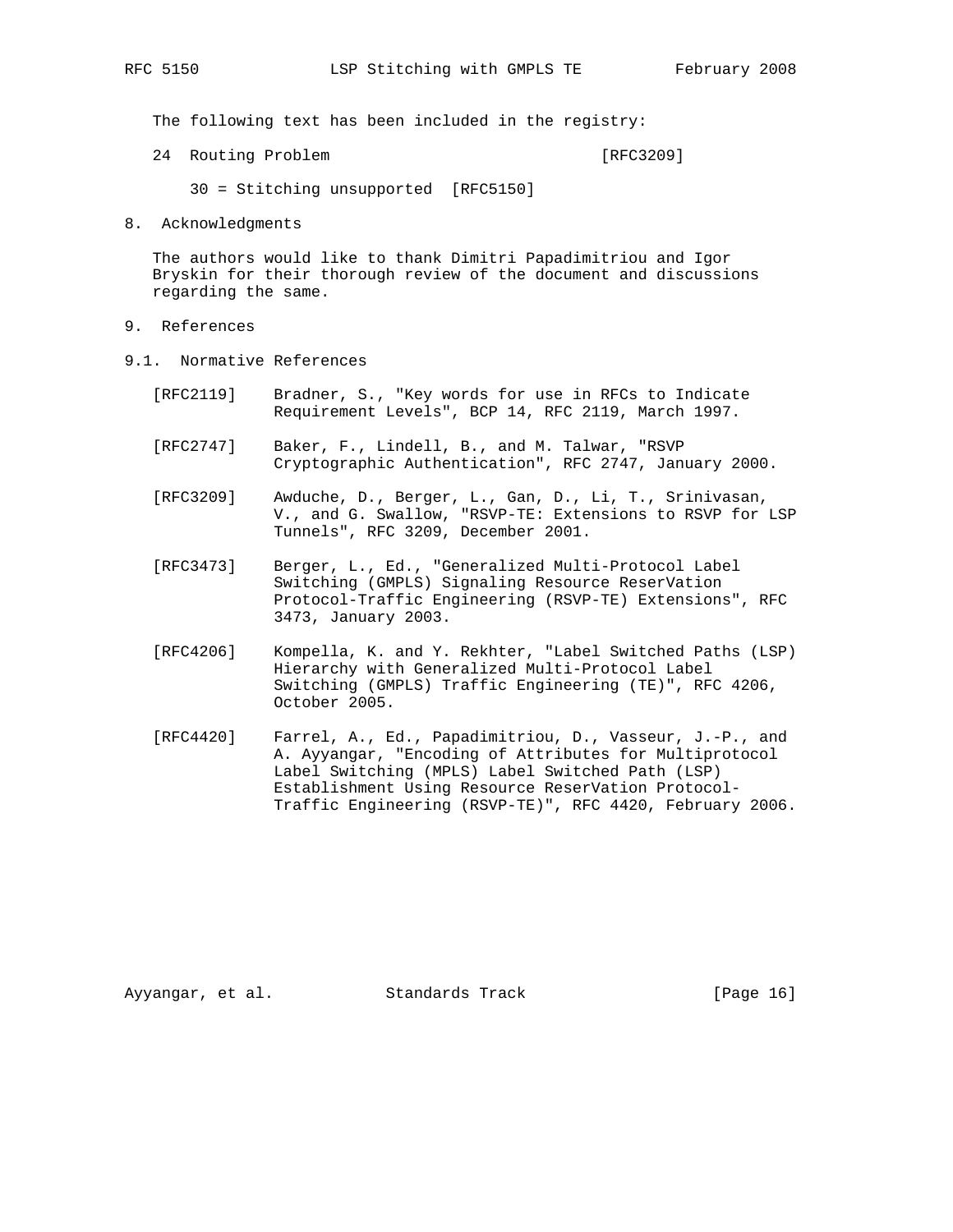The following text has been included in the registry:

```
24  Routing Problem                              [RFC3209]

    30 = Stitching unsupported  [RFC5150]
```

## 8. Acknowledgments

The authors would like to thank Dimitri Papadimitriou and Igor Bryskin for their thorough review of the document and discussions regarding the same.

## 9. References

### 9.1. Normative References

[RFC2119] Bradner, S., "Key words for use in RFCs to Indicate Requirement Levels", BCP 14, RFC 2119, March 1997.

[RFC2747] Baker, F., Lindell, B., and M. Talwar, "RSVP Cryptographic Authentication", RFC 2747, January 2000.

[RFC3209] Awduche, D., Berger, L., Gan, D., Li, T., Srinivasan, V., and G. Swallow, "RSVP-TE: Extensions to RSVP for LSP Tunnels", RFC 3209, December 2001.

[RFC3473] Berger, L., Ed., "Generalized Multi-Protocol Label Switching (GMPLS) Signaling Resource ReserVation Protocol-Traffic Engineering (RSVP-TE) Extensions", RFC 3473, January 2003.

[RFC4206] Kompella, K. and Y. Rekhter, "Label Switched Paths (LSP) Hierarchy with Generalized Multi-Protocol Label Switching (GMPLS) Traffic Engineering (TE)", RFC 4206, October 2005.

[RFC4420] Farrel, A., Ed., Papadimitriou, D., Vasseur, J.-P., and A. Ayyangar, "Encoding of Attributes for Multiprotocol Label Switching (MPLS) Label Switched Path (LSP) Establishment Using Resource ReserVation Protocol-Traffic Engineering (RSVP-TE)", RFC 4420, February 2006.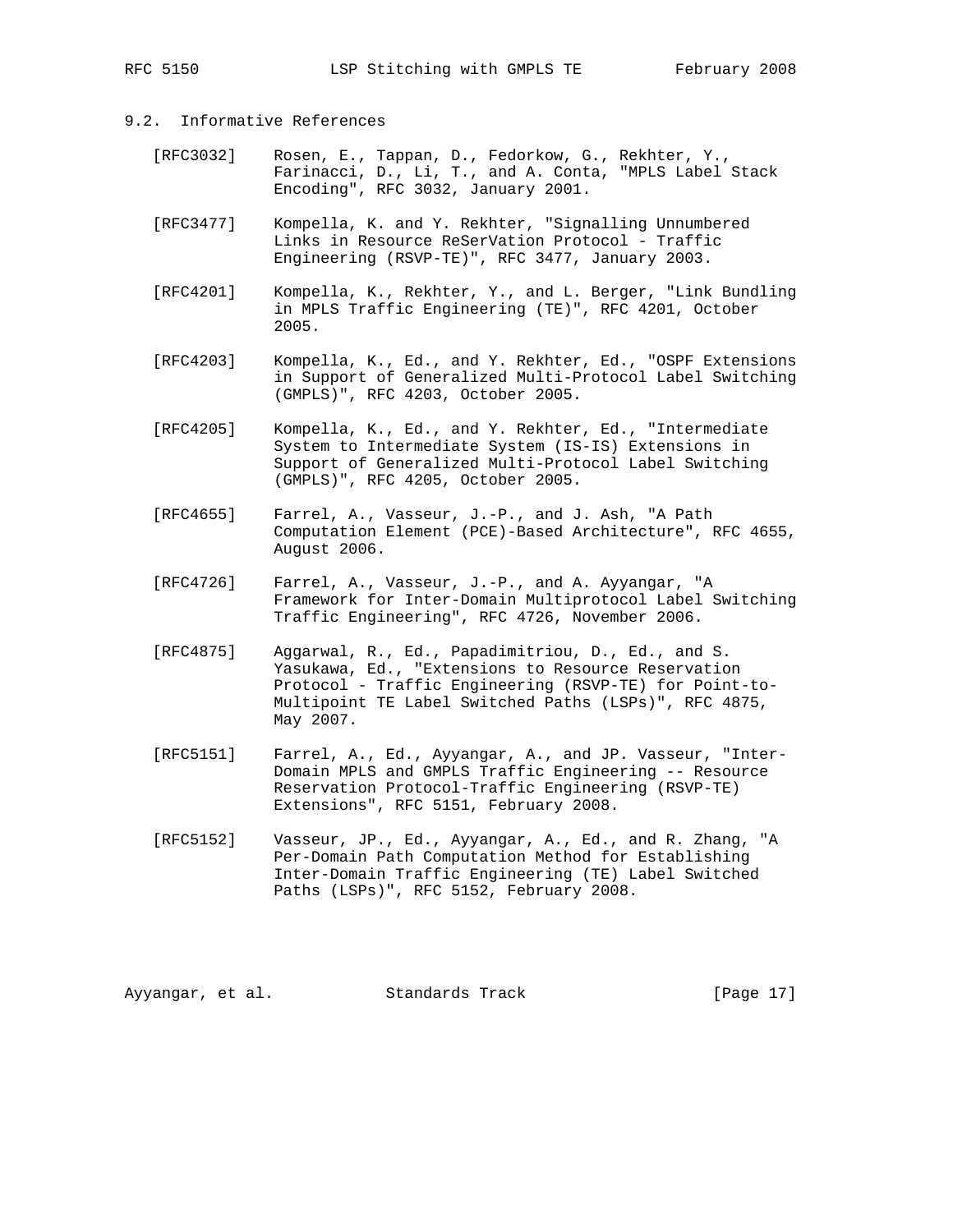## 9.2. Informative References

[RFC3032] Rosen, E., Tappan, D., Fedorkow, G., Rekhter, Y., Farinacci, D., Li, T., and A. Conta, "MPLS Label Stack Encoding", RFC 3032, January 2001.

[RFC3477] Kompella, K. and Y. Rekhter, "Signalling Unnumbered Links in Resource ReSerVation Protocol - Traffic Engineering (RSVP-TE)", RFC 3477, January 2003.

[RFC4201] Kompella, K., Rekhter, Y., and L. Berger, "Link Bundling in MPLS Traffic Engineering (TE)", RFC 4201, October 2005.

[RFC4203] Kompella, K., Ed., and Y. Rekhter, Ed., "OSPF Extensions in Support of Generalized Multi-Protocol Label Switching (GMPLS)", RFC 4203, October 2005.

[RFC4205] Kompella, K., Ed., and Y. Rekhter, Ed., "Intermediate System to Intermediate System (IS-IS) Extensions in Support of Generalized Multi-Protocol Label Switching (GMPLS)", RFC 4205, October 2005.

[RFC4655] Farrel, A., Vasseur, J.-P., and J. Ash, "A Path Computation Element (PCE)-Based Architecture", RFC 4655, August 2006.

[RFC4726] Farrel, A., Vasseur, J.-P., and A. Ayyangar, "A Framework for Inter-Domain Multiprotocol Label Switching Traffic Engineering", RFC 4726, November 2006.

[RFC4875] Aggarwal, R., Ed., Papadimitriou, D., Ed., and S. Yasukawa, Ed., "Extensions to Resource Reservation Protocol - Traffic Engineering (RSVP-TE) for Point-to-Multipoint TE Label Switched Paths (LSPs)", RFC 4875, May 2007.

[RFC5151] Farrel, A., Ed., Ayyangar, A., and JP. Vasseur, "Inter-Domain MPLS and GMPLS Traffic Engineering -- Resource Reservation Protocol-Traffic Engineering (RSVP-TE) Extensions", RFC 5151, February 2008.

[RFC5152] Vasseur, JP., Ed., Ayyangar, A., Ed., and R. Zhang, "A Per-Domain Path Computation Method for Establishing Inter-Domain Traffic Engineering (TE) Label Switched Paths (LSPs)", RFC 5152, February 2008.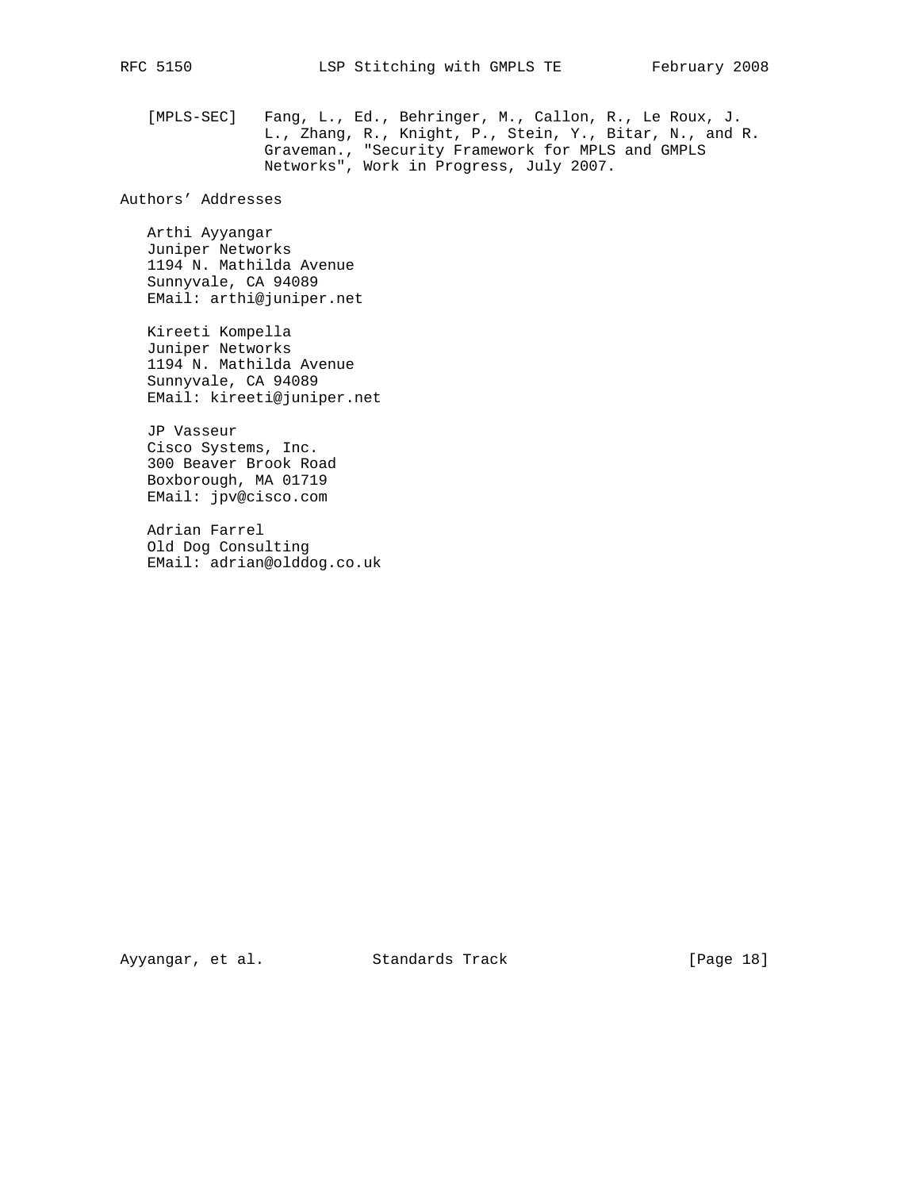[MPLS-SEC] Fang, L., Ed., Behringer, M., Callon, R., Le Roux, J. L., Zhang, R., Knight, P., Stein, Y., Bitar, N., and R. Graveman., "Security Framework for MPLS and GMPLS Networks", Work in Progress, July 2007.

## Authors' Addresses

Arthi Ayyangar
Juniper Networks
1194 N. Mathilda Avenue
Sunnyvale, CA 94089
EMail: arthi@juniper.net

Kireeti Kompella
Juniper Networks
1194 N. Mathilda Avenue
Sunnyvale, CA 94089
EMail: kireeti@juniper.net

JP Vasseur
Cisco Systems, Inc.
300 Beaver Brook Road
Boxborough, MA 01719
EMail: jpv@cisco.com

Adrian Farrel
Old Dog Consulting
EMail: adrian@olddog.co.uk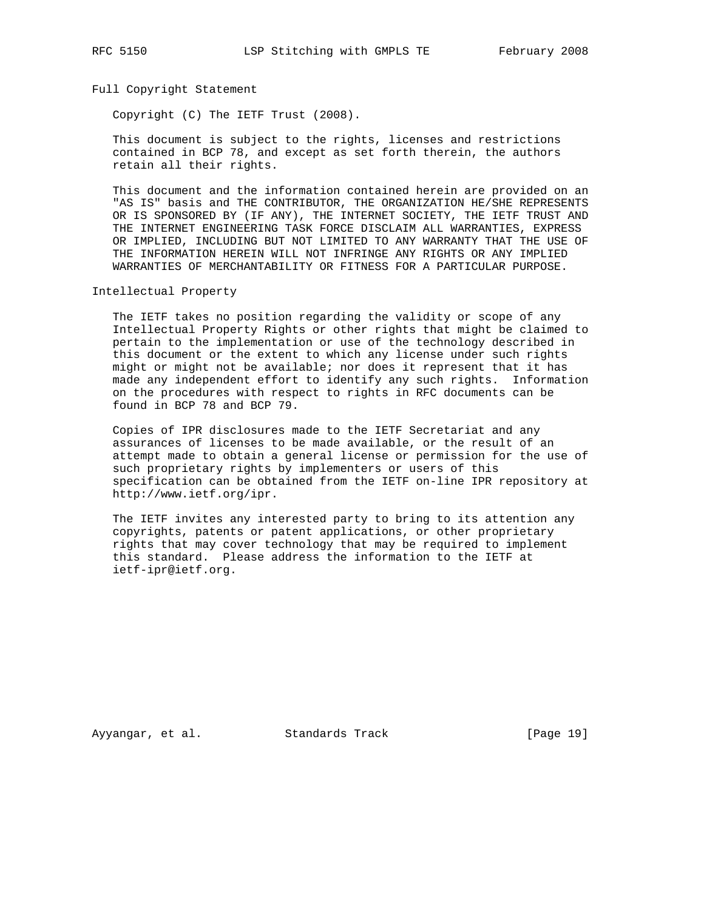## Full Copyright Statement

Copyright (C) The IETF Trust (2008).

This document is subject to the rights, licenses and restrictions contained in BCP 78, and except as set forth therein, the authors retain all their rights.

This document and the information contained herein are provided on an "AS IS" basis and THE CONTRIBUTOR, THE ORGANIZATION HE/SHE REPRESENTS OR IS SPONSORED BY (IF ANY), THE INTERNET SOCIETY, THE IETF TRUST AND THE INTERNET ENGINEERING TASK FORCE DISCLAIM ALL WARRANTIES, EXPRESS OR IMPLIED, INCLUDING BUT NOT LIMITED TO ANY WARRANTY THAT THE USE OF THE INFORMATION HEREIN WILL NOT INFRINGE ANY RIGHTS OR ANY IMPLIED WARRANTIES OF MERCHANTABILITY OR FITNESS FOR A PARTICULAR PURPOSE.

## Intellectual Property

The IETF takes no position regarding the validity or scope of any Intellectual Property Rights or other rights that might be claimed to pertain to the implementation or use of the technology described in this document or the extent to which any license under such rights might or might not be available; nor does it represent that it has made any independent effort to identify any such rights. Information on the procedures with respect to rights in RFC documents can be found in BCP 78 and BCP 79.

Copies of IPR disclosures made to the IETF Secretariat and any assurances of licenses to be made available, or the result of an attempt made to obtain a general license or permission for the use of such proprietary rights by implementers or users of this specification can be obtained from the IETF on-line IPR repository at http://www.ietf.org/ipr.

The IETF invites any interested party to bring to its attention any copyrights, patents or patent applications, or other proprietary rights that may cover technology that may be required to implement this standard. Please address the information to the IETF at ietf-ipr@ietf.org.